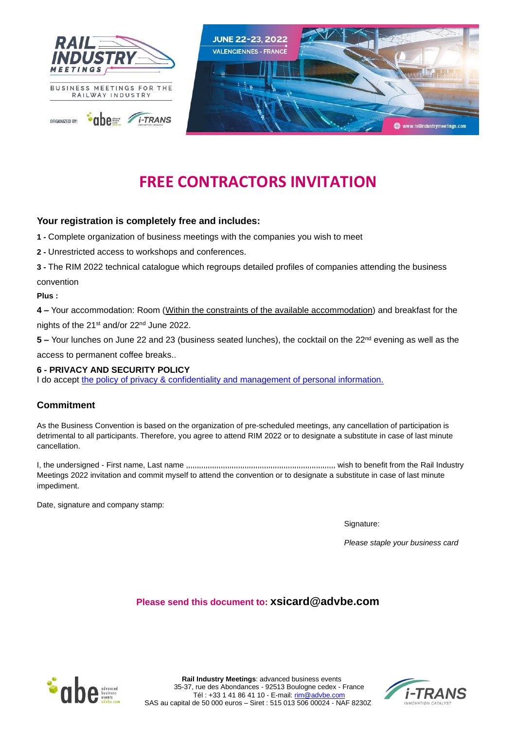RAIL INDUSTRY MEETINGS

BUSINESS MEETINGS FOR THE RAILWAY INDUSTRY

ORGANIZED BY: abe i-TRANS

JUNE 22-23, 2022
VALENCIENNES - FRANCE

www.railindustrymeetings.com

# FREE CONTRACTORS INVITATION

### Your registration is completely free and includes:

**1 -** Complete organization of business meetings with the companies you wish to meet

**2 -** Unrestricted access to workshops and conferences.

**3 -** The RIM 2022 technical catalogue which regroups detailed profiles of companies attending the business convention

**Plus :**

**4 –** Your accommodation: Room (Within the constraints of the available accommodation) and breakfast for the nights of the 21st and/or 22nd June 2022.

**5 –** Your lunches on June 22 and 23 (business seated lunches), the cocktail on the 22nd evening as well as the access to permanent coffee breaks..

**6 - PRIVACY AND SECURITY POLICY**
I do accept the policy of privacy & confidentiality and management of personal information.

### Commitment

As the Business Convention is based on the organization of pre-scheduled meetings, any cancellation of participation is detrimental to all participants. Therefore, you agree to attend RIM 2022 or to designate a substitute in case of last minute cancellation.

I, the undersigned - First name, Last name ,,,,,,,,,,,,,,,,,,,,,,,,,,,,,,,,,,,,,,,,,,,,,,,,,,,,,,,,,,,,,,,,,,,,,,, wish to benefit from the Rail Industry Meetings 2022 invitation and commit myself to attend the convention or to designate a substitute in case of last minute impediment.

Date, signature and company stamp:

Signature:

*Please staple your business card*

**Please send this document to: xsicard@advbe.com**

**Rail Industry Meetings**: advanced business events
35-37, rue des Abondances - 92513 Boulogne cedex - France
Tél : +33 1 41 86 41 10 - E-mail: rim@advbe.com
SAS au capital de 50 000 euros – Siret : 515 013 506 00024 - NAF 8230Z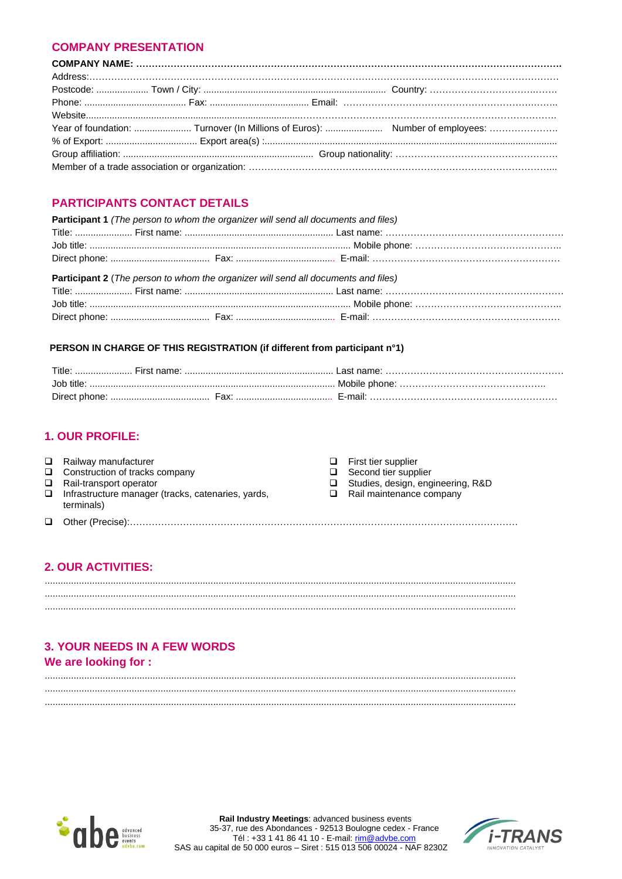## COMPANY PRESENTATION

**COMPANY NAME: ……………………………………………………………………………………………………………………**
Address:……………………………………………………………………………………………………………………………
Postcode: .................... Town / City: ..................................................................... Country: ………………………………….
Phone: ....................................... Fax: ..................................... Email: …………………………………………………………..
Website......................................................................................……………………………………………………………
Year of foundation: ...................... Turnover (In Millions of Euros): ...................... Number of employees: ………………….
% of Export: ................................... Export area(s) :...........................................................................................................
Group affiliation: ......................................................................... Group nationality: ……………………………………………
Member of a trade association or organization: ……………………………………………………………………………………...

## PARTICIPANTS CONTACT DETAILS

**Participant 1** *(The person to whom the organizer will send all documents and files)*
Title: ...................... First name: ......................................................... Last name: …………………………………………………
Job title: .................................................................................................... Mobile phone: ………………………………………..
Direct phone: ...................................... Fax: ...................................... E-mail: ……………………………………………………

**Participant 2** (*The person to whom the organizer will send all documents and files)*
Title: ...................... First name: ......................................................... Last name: …………………………………………………
Job title: .................................................................................................... Mobile phone: ………………………………………..
Direct phone: ...................................... Fax: ...................................... E-mail: ……………………………………………………

**PERSON IN CHARGE OF THIS REGISTRATION (if different from participant n°1)**

Title: ...................... First name: ......................................................... Last name: …………………………………………………
Job title: .............................................................................................. Mobile phone: ………………………………………..
Direct phone: ...................................... Fax: ..................................... E-mail: ……………………………………………………

## 1. OUR PROFILE:

- ❑ Railway manufacturer
- ❑ Construction of tracks company
- ❑ Rail-transport operator
- ❑ Infrastructure manager (tracks, catenaries, yards, terminals)
- ❑ First tier supplier
- ❑ Second tier supplier
- ❑ Studies, design, engineering, R&D
- ❑ Rail maintenance company
- ❑ Other (Precise):…………………………………………………………………………………………………………

## 2. OUR ACTIVITIES:

.................................................................................................................................................................
.................................................................................................................................................................
.................................................................................................................................................................

## 3. YOUR NEEDS IN A FEW WORDS

### We are looking for :

.................................................................................................................................................................
.................................................................................................................................................................
.................................................................................................................................................................

**Rail Industry Meetings**: advanced business events
35-37, rue des Abondances - 92513 Boulogne cedex - France
Tél : +33 1 41 86 41 10 - E-mail: rim@advbe.com
SAS au capital de 50 000 euros – Siret : 515 013 506 00024 - NAF 8230Z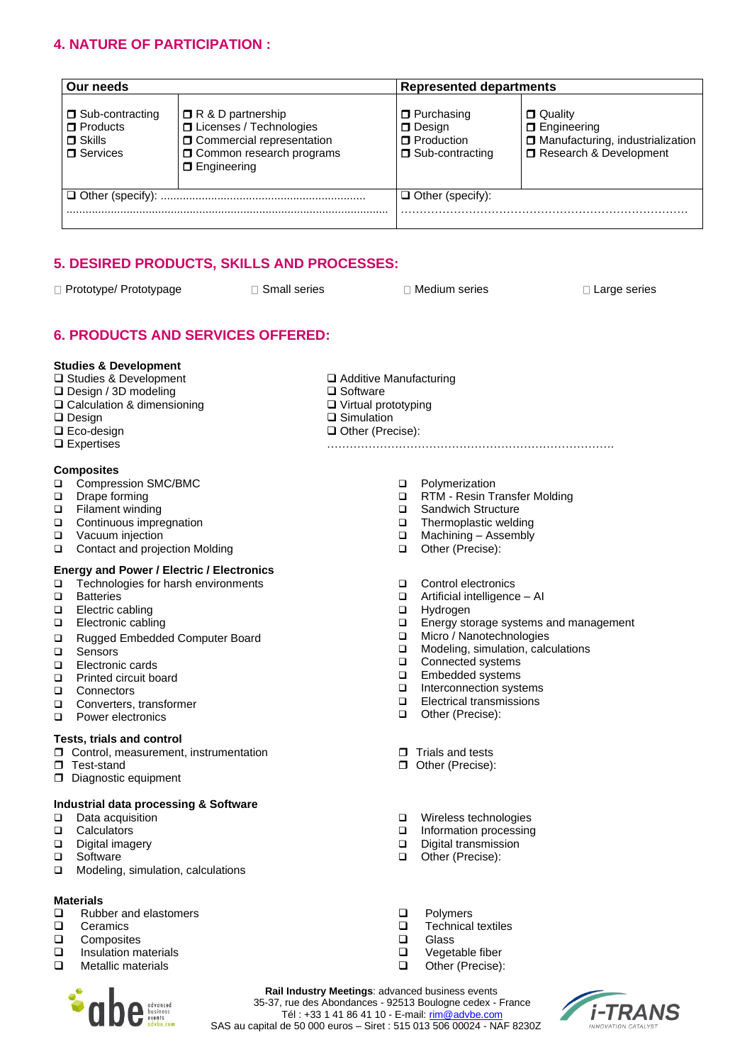## 4. NATURE OF PARTICIPATION :

| Our needs | | Represented departments | |
|---|---|---|---|
| ❐ Sub-contracting<br>❐ Products<br>❐ Skills<br>❐ Services | ❐ R & D partnership<br>❐ Licenses / Technologies<br>❐ Commercial representation<br>❐ Common research programs<br>❐ Engineering | ❐ Purchasing<br>❐ Design<br>❐ Production<br>❐ Sub-contracting | ❐ Quality<br>❐ Engineering<br>❐ Manufacturing, industrialization<br>❐ Research & Development |
| ❐ Other (specify): ................................................................<br>................................................................................................... | | ❐ Other (specify):<br>…………………………………………………………… | |

## 5. DESIRED PRODUCTS, SKILLS AND PROCESSES:

☐ Prototype/ Prototypage ☐ Small series ☐ Medium series ☐ Large series

## 6. PRODUCTS AND SERVICES OFFERED:

**Studies & Development**
- ❑ Studies & Development
- ❑ Design / 3D modeling
- ❑ Calculation & dimensioning
- ❑ Design
- ❑ Eco-design
- ❑ Expertises
- ❑ Additive Manufacturing
- ❑ Software
- ❑ Virtual prototyping
- ❑ Simulation
- ❑ Other (Precise): ……………………………………………………………………

**Composites**
- ❑ Compression SMC/BMC
- ❑ Drape forming
- ❑ Filament winding
- ❑ Continuous impregnation
- ❑ Vacuum injection
- ❑ Contact and projection Molding
- ❑ Polymerization
- ❑ RTM - Resin Transfer Molding
- ❑ Sandwich Structure
- ❑ Thermoplastic welding
- ❑ Machining – Assembly
- ❑ Other (Precise):

**Energy and Power / Electric / Electronics**
- ❑ Technologies for harsh environments
- ❑ Batteries
- ❑ Electric cabling
- ❑ Electronic cabling
- ❑ Rugged Embedded Computer Board
- ❑ Sensors
- ❑ Electronic cards
- ❑ Printed circuit board
- ❑ Connectors
- ❑ Converters, transformer
- ❑ Power electronics
- ❑ Control electronics
- ❑ Artificial intelligence – AI
- ❑ Hydrogen
- ❑ Energy storage systems and management
- ❑ Micro / Nanotechnologies
- ❑ Modeling, simulation, calculations
- ❑ Connected systems
- ❑ Embedded systems
- ❑ Interconnection systems
- ❑ Electrical transmissions
- ❑ Other (Precise):

**Tests, trials and control**
- ❐ Control, measurement, instrumentation
- ❐ Test-stand
- ❐ Diagnostic equipment
- ❐ Trials and tests
- ❐ Other (Precise):

**Industrial data processing & Software**
- ❑ Data acquisition
- ❑ Calculators
- ❑ Digital imagery
- ❑ Software
- ❑ Modeling, simulation, calculations
- ❑ Wireless technologies
- ❑ Information processing
- ❑ Digital transmission
- ❑ Other (Precise):

**Materials**
- ❑ Rubber and elastomers
- ❑ Ceramics
- ❑ Composites
- ❑ Insulation materials
- ❑ Metallic materials
- ❑ Polymers
- ❑ Technical textiles
- ❑ Glass
- ❑ Vegetable fiber
- ❑ Other (Precise):

**Rail Industry Meetings**: advanced business events
35-37, rue des Abondances - 92513 Boulogne cedex - France
Tél : +33 1 41 86 41 10 - E-mail: rim@advbe.com
SAS au capital de 50 000 euros – Siret : 515 013 506 00024 - NAF 8230Z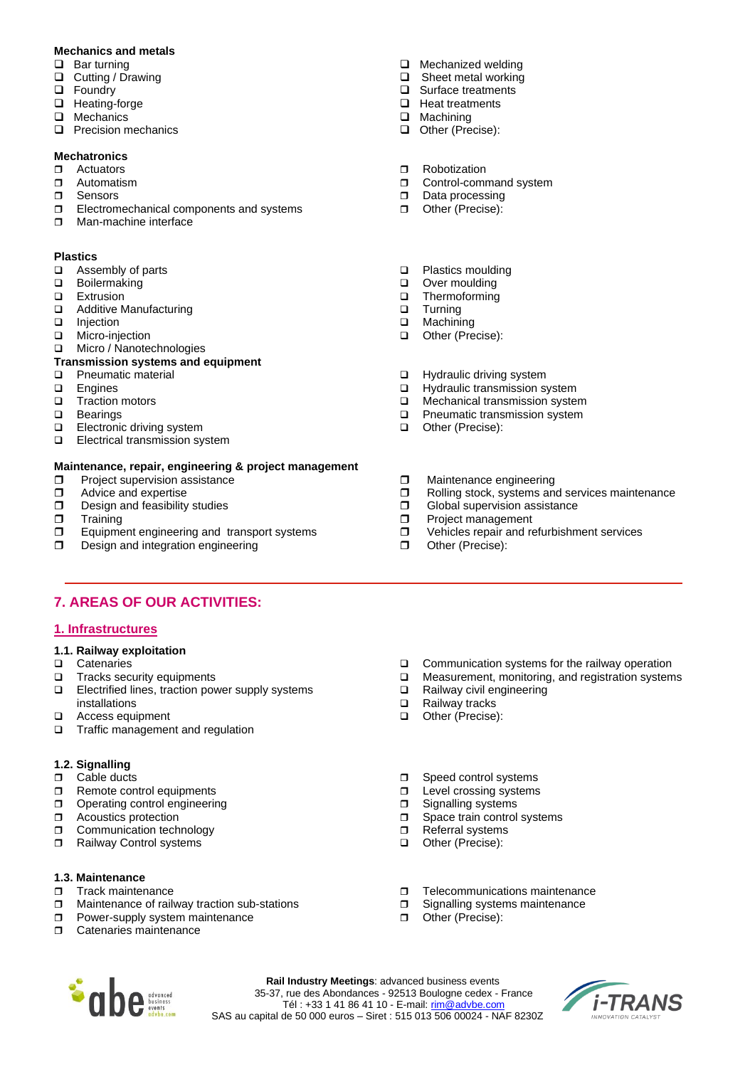**Mechanics and metals**

- ❑ Bar turning
- ❑ Cutting / Drawing
- ❑ Foundry
- ❑ Heating-forge
- ❑ Mechanics
- ❑ Precision mechanics
- ❑ Mechanized welding
- ❑ Sheet metal working
- ❑ Surface treatments
- ❑ Heat treatments
- ❑ Machining
- ❑ Other (Precise):

**Mechatronics**

- ❒ Actuators
- ❒ Automatism
- ❒ Sensors
- ❒ Electromechanical components and systems
- ❒ Man-machine interface
- ❒ Robotization
- ❒ Control-command system
- ❒ Data processing
- ❒ Other (Precise):

**Plastics**

- ❑ Assembly of parts
- ❑ Boilermaking
- ❑ Extrusion
- ❑ Additive Manufacturing
- ❑ Injection
- ❑ Micro-injection
- ❑ Micro / Nanotechnologies
- ❑ Plastics moulding
- ❑ Over moulding
- ❑ Thermoforming
- ❑ Turning
- ❑ Machining
- ❑ Other (Precise):

**Transmission systems and equipment**

- ❑ Pneumatic material
- ❑ Engines
- ❑ Traction motors
- ❑ Bearings
- ❑ Electronic driving system
- ❑ Electrical transmission system
- ❑ Hydraulic driving system
- ❑ Hydraulic transmission system
- ❑ Mechanical transmission system
- ❑ Pneumatic transmission system
- ❑ Other (Precise):

**Maintenance, repair, engineering & project management**

- ❒ Project supervision assistance
- ❒ Advice and expertise
- ❒ Design and feasibility studies
- ❒ Training
- ❒ Equipment engineering and transport systems
- ❒ Design and integration engineering
- ❒ Maintenance engineering
- ❒ Rolling stock, systems and services maintenance
- ❒ Global supervision assistance
- ❒ Project management
- ❒ Vehicles repair and refurbishment services
- ❒ Other (Precise):

## 7. AREAS OF OUR ACTIVITIES:

### 1. Infrastructures

**1.1. Railway exploitation**

- ❑ Catenaries
- ❑ Tracks security equipments
- ❑ Electrified lines, traction power supply systems installations
- ❑ Access equipment
- ❑ Traffic management and regulation
- ❑ Communication systems for the railway operation
- ❑ Measurement, monitoring, and registration systems
- ❑ Railway civil engineering
- ❑ Railway tracks
- ❑ Other (Precise):

**1.2. Signalling**

- ❒ Cable ducts
- ❒ Remote control equipments
- ❒ Operating control engineering
- ❒ Acoustics protection
- ❒ Communication technology
- ❒ Railway Control systems
- ❒ Speed control systems
- ❒ Level crossing systems
- ❒ Signalling systems
- ❒ Space train control systems
- ❒ Referral systems
- ❑ Other (Precise):

**1.3. Maintenance**

- ❒ Track maintenance
- ❒ Maintenance of railway traction sub-stations
- ❒ Power-supply system maintenance
- ❒ Catenaries maintenance
- ❒ Telecommunications maintenance
- ❒ Signalling systems maintenance
- ❒ Other (Precise):

**Rail Industry Meetings**: advanced business events
35-37, rue des Abondances - 92513 Boulogne cedex - France
Tél : +33 1 41 86 41 10 - E-mail: rim@advbe.com
SAS au capital de 50 000 euros – Siret : 515 013 506 00024 - NAF 8230Z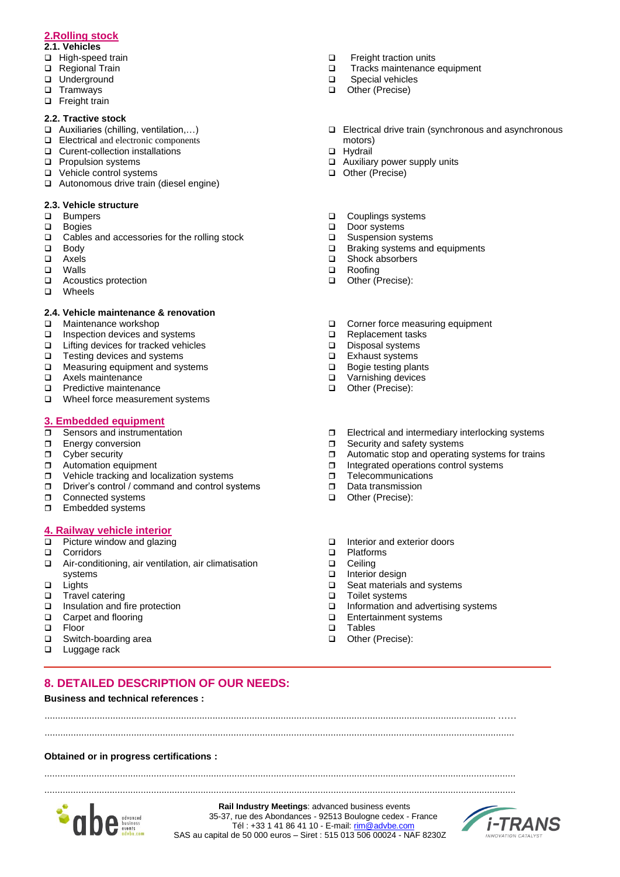## 2.Rolling stock

### 2.1. Vehicles

- ❑ High-speed train
- ❑ Regional Train
- ❑ Underground
- ❑ Tramways
- ❑ Freight train
- ❑ Freight traction units
- ❑ Tracks maintenance equipment
- ❑ Special vehicles
- ❑ Other (Precise)

### 2.2. Tractive stock

- ❑ Auxiliaries (chilling, ventilation,…)
- ❑ Electrical and electronic components
- ❑ Curent-collection installations
- ❑ Propulsion systems
- ❑ Vehicle control systems
- ❑ Autonomous drive train (diesel engine)
- ❑ Electrical drive train (synchronous and asynchronous motors)
- ❑ Hydrail
- ❑ Auxiliary power supply units
- ❑ Other (Precise)

### 2.3. Vehicle structure

- ❑ Bumpers
- ❑ Bogies
- ❑ Cables and accessories for the rolling stock
- ❑ Body
- ❑ Axels
- ❑ Walls
- ❑ Acoustics protection
- ❑ Wheels
- ❑ Couplings systems
- ❑ Door systems
- ❑ Suspension systems
- ❑ Braking systems and equipments
- ❑ Shock absorbers
- ❑ Roofing
- ❑ Other (Precise):

### 2.4. Vehicle maintenance & renovation

- ❑ Maintenance workshop
- ❑ Inspection devices and systems
- ❑ Lifting devices for tracked vehicles
- ❑ Testing devices and systems
- ❑ Measuring equipment and systems
- ❑ Axels maintenance
- ❑ Predictive maintenance
- ❑ Wheel force measurement systems
- ❑ Corner force measuring equipment
- ❑ Replacement tasks
- ❑ Disposal systems
- ❑ Exhaust systems
- ❑ Bogie testing plants
- ❑ Varnishing devices
- ❑ Other (Precise):

## 3. Embedded equipment

- ❑ Sensors and instrumentation
- ❑ Energy conversion
- ❑ Cyber security
- ❑ Automation equipment
- ❑ Vehicle tracking and localization systems
- ❑ Driver's control / command and control systems
- ❑ Connected systems
- ❑ Embedded systems
- ❑ Electrical and intermediary interlocking systems
- ❑ Security and safety systems
- ❑ Automatic stop and operating systems for trains
- ❑ Integrated operations control systems
- ❑ Telecommunications
- ❑ Data transmission
- ❑ Other (Precise):

## 4. Railway vehicle interior

- ❑ Picture window and glazing
- ❑ Corridors
- ❑ Air-conditioning, air ventilation, air climatisation systems
- ❑ Lights
- ❑ Travel catering
- ❑ Insulation and fire protection
- ❑ Carpet and flooring
- ❑ Floor
- ❑ Switch-boarding area
- ❑ Luggage rack
- ❑ Interior and exterior doors
- ❑ Platforms
- ❑ Ceiling
- ❑ Interior design
- ❑ Seat materials and systems
- ❑ Toilet systems
- ❑ Information and advertising systems
- ❑ Entertainment systems
- ❑ Tables
- ❑ Other (Precise):

---

## 8. DETAILED DESCRIPTION OF OUR NEEDS:

**Business and technical references :**

.......................................................................................................................................................................

.......................................................................................................................................................................

**Obtained or in progress certifications :**

.......................................................................................................................................................................

.......................................................................................................................................................................

**Rail Industry Meetings**: advanced business events
35-37, rue des Abondances - 92513 Boulogne cedex - France
Tél : +33 1 41 86 41 10 - E-mail: rim@advbe.com
SAS au capital de 50 000 euros – Siret : 515 013 506 00024 - NAF 8230Z